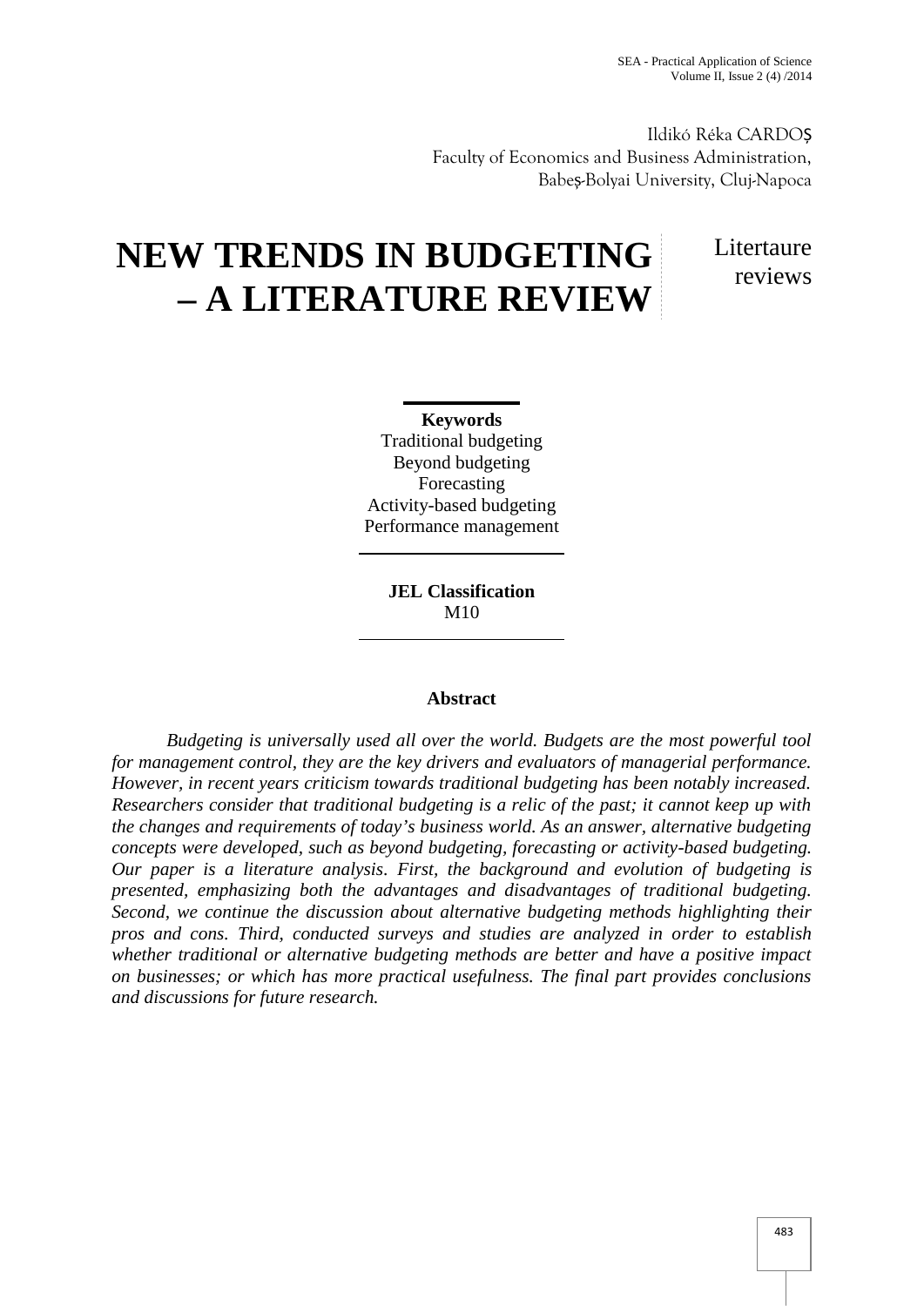Ildikó Réka CARDOȘ
Faculty of Economics and Business Administration,
Babeș-Bolyai University, Cluj-Napoca

# NEW TRENDS IN BUDGETING – A LITERATURE REVIEW

Litertaure reviews

**Keywords**
Traditional budgeting
Beyond budgeting
Forecasting
Activity-based budgeting
Performance management

**JEL Classification**
M10

**Abstract**

*Budgeting is universally used all over the world. Budgets are the most powerful tool for management control, they are the key drivers and evaluators of managerial performance. However, in recent years criticism towards traditional budgeting has been notably increased. Researchers consider that traditional budgeting is a relic of the past; it cannot keep up with the changes and requirements of today's business world. As an answer, alternative budgeting concepts were developed, such as beyond budgeting, forecasting or activity-based budgeting. Our paper is a literature analysis. First, the background and evolution of budgeting is presented, emphasizing both the advantages and disadvantages of traditional budgeting. Second, we continue the discussion about alternative budgeting methods highlighting their pros and cons. Third, conducted surveys and studies are analyzed in order to establish whether traditional or alternative budgeting methods are better and have a positive impact on businesses; or which has more practical usefulness. The final part provides conclusions and discussions for future research.*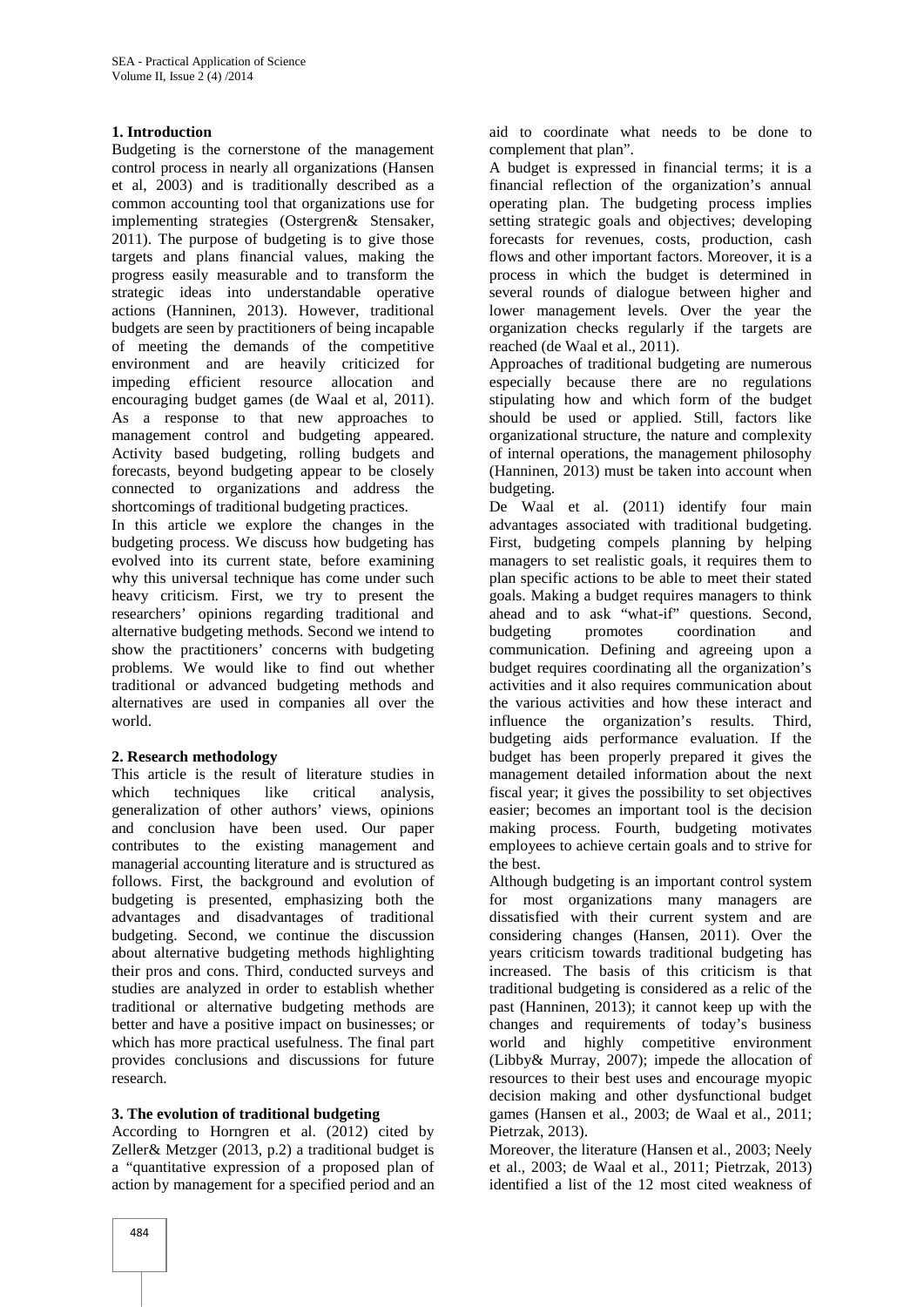## 1. Introduction

Budgeting is the cornerstone of the management control process in nearly all organizations (Hansen et al, 2003) and is traditionally described as a common accounting tool that organizations use for implementing strategies (Ostergren& Stensaker, 2011). The purpose of budgeting is to give those targets and plans financial values, making the progress easily measurable and to transform the strategic ideas into understandable operative actions (Hanninen, 2013). However, traditional budgets are seen by practitioners of being incapable of meeting the demands of the competitive environment and are heavily criticized for impeding efficient resource allocation and encouraging budget games (de Waal et al, 2011). As a response to that new approaches to management control and budgeting appeared. Activity based budgeting, rolling budgets and forecasts, beyond budgeting appear to be closely connected to organizations and address the shortcomings of traditional budgeting practices.

In this article we explore the changes in the budgeting process. We discuss how budgeting has evolved into its current state, before examining why this universal technique has come under such heavy criticism. First, we try to present the researchers' opinions regarding traditional and alternative budgeting methods. Second we intend to show the practitioners' concerns with budgeting problems. We would like to find out whether traditional or advanced budgeting methods and alternatives are used in companies all over the world.

## 2. Research methodology

This article is the result of literature studies in which techniques like critical analysis, generalization of other authors' views, opinions and conclusion have been used. Our paper contributes to the existing management and managerial accounting literature and is structured as follows. First, the background and evolution of budgeting is presented, emphasizing both the advantages and disadvantages of traditional budgeting. Second, we continue the discussion about alternative budgeting methods highlighting their pros and cons. Third, conducted surveys and studies are analyzed in order to establish whether traditional or alternative budgeting methods are better and have a positive impact on businesses; or which has more practical usefulness. The final part provides conclusions and discussions for future research.

## 3. The evolution of traditional budgeting

According to Horngren et al. (2012) cited by Zeller& Metzger (2013, p.2) a traditional budget is a "quantitative expression of a proposed plan of action by management for a specified period and an aid to coordinate what needs to be done to complement that plan".

A budget is expressed in financial terms; it is a financial reflection of the organization's annual operating plan. The budgeting process implies setting strategic goals and objectives; developing forecasts for revenues, costs, production, cash flows and other important factors. Moreover, it is a process in which the budget is determined in several rounds of dialogue between higher and lower management levels. Over the year the organization checks regularly if the targets are reached (de Waal et al., 2011).

Approaches of traditional budgeting are numerous especially because there are no regulations stipulating how and which form of the budget should be used or applied. Still, factors like organizational structure, the nature and complexity of internal operations, the management philosophy (Hanninen, 2013) must be taken into account when budgeting.

De Waal et al. (2011) identify four main advantages associated with traditional budgeting. First, budgeting compels planning by helping managers to set realistic goals, it requires them to plan specific actions to be able to meet their stated goals. Making a budget requires managers to think ahead and to ask "what-if" questions. Second, budgeting promotes coordination and communication. Defining and agreeing upon a budget requires coordinating all the organization's activities and it also requires communication about the various activities and how these interact and influence the organization's results. Third, budgeting aids performance evaluation. If the budget has been properly prepared it gives the management detailed information about the next fiscal year; it gives the possibility to set objectives easier; becomes an important tool is the decision making process. Fourth, budgeting motivates employees to achieve certain goals and to strive for the best.

Although budgeting is an important control system for most organizations many managers are dissatisfied with their current system and are considering changes (Hansen, 2011). Over the years criticism towards traditional budgeting has increased. The basis of this criticism is that traditional budgeting is considered as a relic of the past (Hanninen, 2013); it cannot keep up with the changes and requirements of today's business world and highly competitive environment (Libby& Murray, 2007); impede the allocation of resources to their best uses and encourage myopic decision making and other dysfunctional budget games (Hansen et al., 2003; de Waal et al., 2011; Pietrzak, 2013).

Moreover, the literature (Hansen et al., 2003; Neely et al., 2003; de Waal et al., 2011; Pietrzak, 2013) identified a list of the 12 most cited weakness of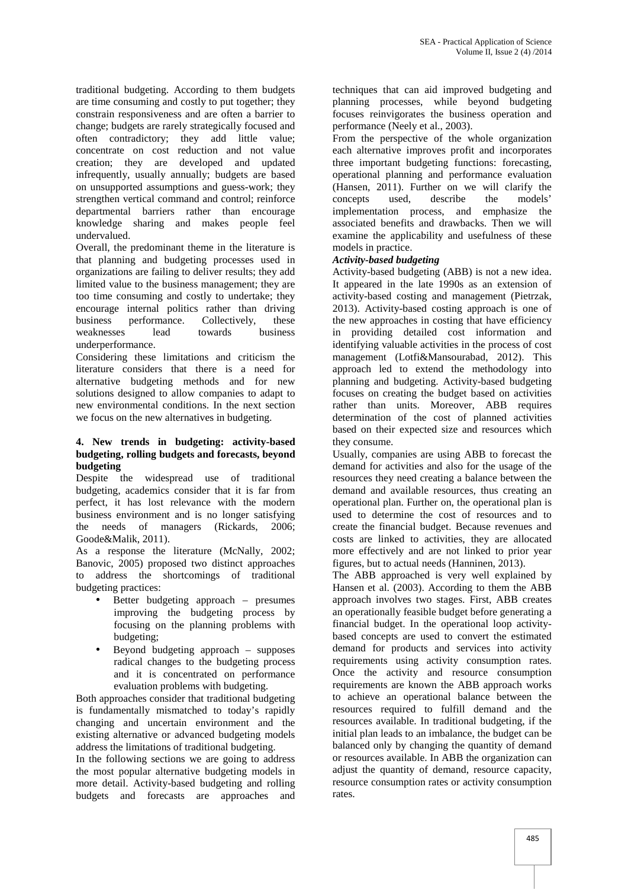traditional budgeting. According to them budgets are time consuming and costly to put together; they constrain responsiveness and are often a barrier to change; budgets are rarely strategically focused and often contradictory; they add little value; concentrate on cost reduction and not value creation; they are developed and updated infrequently, usually annually; budgets are based on unsupported assumptions and guess-work; they strengthen vertical command and control; reinforce departmental barriers rather than encourage knowledge sharing and makes people feel undervalued.

Overall, the predominant theme in the literature is that planning and budgeting processes used in organizations are failing to deliver results; they add limited value to the business management; they are too time consuming and costly to undertake; they encourage internal politics rather than driving business performance. Collectively, these weaknesses lead towards business underperformance.

Considering these limitations and criticism the literature considers that there is a need for alternative budgeting methods and for new solutions designed to allow companies to adapt to new environmental conditions. In the next section we focus on the new alternatives in budgeting.

## 4. New trends in budgeting: activity-based budgeting, rolling budgets and forecasts, beyond budgeting

Despite the widespread use of traditional budgeting, academics consider that it is far from perfect, it has lost relevance with the modern business environment and is no longer satisfying the needs of managers (Rickards, 2006; Goode&Malik, 2011).

As a response the literature (McNally, 2002; Banovic, 2005) proposed two distinct approaches to address the shortcomings of traditional budgeting practices:

- Better budgeting approach – presumes improving the budgeting process by focusing on the planning problems with budgeting;
- Beyond budgeting approach – supposes radical changes to the budgeting process and it is concentrated on performance evaluation problems with budgeting.

Both approaches consider that traditional budgeting is fundamentally mismatched to today's rapidly changing and uncertain environment and the existing alternative or advanced budgeting models address the limitations of traditional budgeting.

In the following sections we are going to address the most popular alternative budgeting models in more detail. Activity-based budgeting and rolling budgets and forecasts are approaches and techniques that can aid improved budgeting and planning processes, while beyond budgeting focuses reinvigorates the business operation and performance (Neely et al., 2003).

From the perspective of the whole organization each alternative improves profit and incorporates three important budgeting functions: forecasting, operational planning and performance evaluation (Hansen, 2011). Further on we will clarify the concepts used, describe the models' implementation process, and emphasize the associated benefits and drawbacks. Then we will examine the applicability and usefulness of these models in practice.

### *Activity-based budgeting*

Activity-based budgeting (ABB) is not a new idea. It appeared in the late 1990s as an extension of activity-based costing and management (Pietrzak, 2013). Activity-based costing approach is one of the new approaches in costing that have efficiency in providing detailed cost information and identifying valuable activities in the process of cost management (Lotfi&Mansourabad, 2012). This approach led to extend the methodology into planning and budgeting. Activity-based budgeting focuses on creating the budget based on activities rather than units. Moreover, ABB requires determination of the cost of planned activities based on their expected size and resources which they consume.

Usually, companies are using ABB to forecast the demand for activities and also for the usage of the resources they need creating a balance between the demand and available resources, thus creating an operational plan. Further on, the operational plan is used to determine the cost of resources and to create the financial budget. Because revenues and costs are linked to activities, they are allocated more effectively and are not linked to prior year figures, but to actual needs (Hanninen, 2013).

The ABB approached is very well explained by Hansen et al. (2003). According to them the ABB approach involves two stages. First, ABB creates an operationally feasible budget before generating a financial budget. In the operational loop activity-based concepts are used to convert the estimated demand for products and services into activity requirements using activity consumption rates. Once the activity and resource consumption requirements are known the ABB approach works to achieve an operational balance between the resources required to fulfill demand and the resources available. In traditional budgeting, if the initial plan leads to an imbalance, the budget can be balanced only by changing the quantity of demand or resources available. In ABB the organization can adjust the quantity of demand, resource capacity, resource consumption rates or activity consumption rates.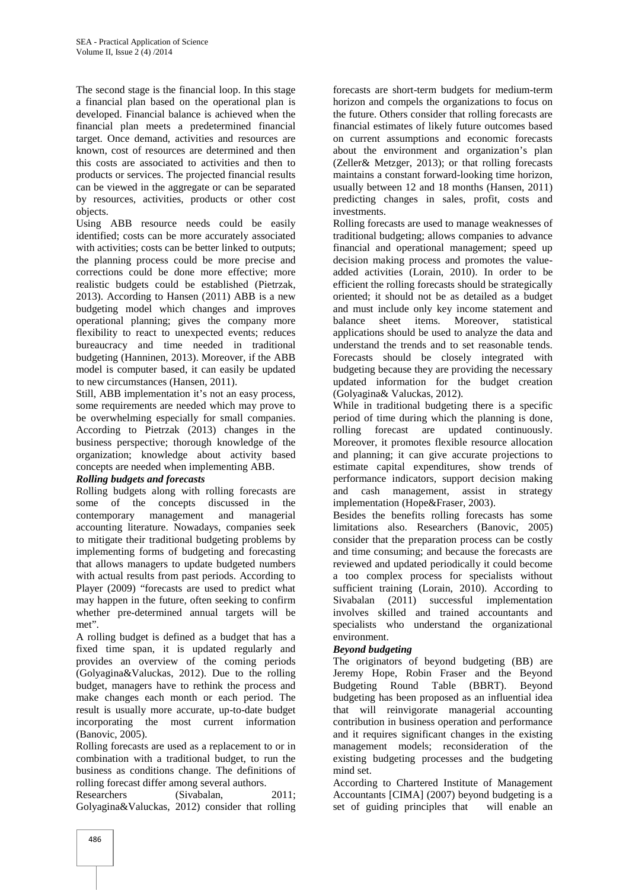The second stage is the financial loop. In this stage a financial plan based on the operational plan is developed. Financial balance is achieved when the financial plan meets a predetermined financial target. Once demand, activities and resources are known, cost of resources are determined and then this costs are associated to activities and then to products or services. The projected financial results can be viewed in the aggregate or can be separated by resources, activities, products or other cost objects.

Using ABB resource needs could be easily identified; costs can be more accurately associated with activities; costs can be better linked to outputs; the planning process could be more precise and corrections could be done more effective; more realistic budgets could be established (Pietrzak, 2013). According to Hansen (2011) ABB is a new budgeting model which changes and improves operational planning; gives the company more flexibility to react to unexpected events; reduces bureaucracy and time needed in traditional budgeting (Hanninen, 2013). Moreover, if the ABB model is computer based, it can easily be updated to new circumstances (Hansen, 2011).

Still, ABB implementation it's not an easy process, some requirements are needed which may prove to be overwhelming especially for small companies. According to Pietrzak (2013) changes in the business perspective; thorough knowledge of the organization; knowledge about activity based concepts are needed when implementing ABB.

***Rolling budgets and forecasts***

Rolling budgets along with rolling forecasts are some of the concepts discussed in the contemporary management and managerial accounting literature. Nowadays, companies seek to mitigate their traditional budgeting problems by implementing forms of budgeting and forecasting that allows managers to update budgeted numbers with actual results from past periods. According to Player (2009) "forecasts are used to predict what may happen in the future, often seeking to confirm whether pre-determined annual targets will be met".

A rolling budget is defined as a budget that has a fixed time span, it is updated regularly and provides an overview of the coming periods (Golyagina&Valuckas, 2012). Due to the rolling budget, managers have to rethink the process and make changes each month or each period. The result is usually more accurate, up-to-date budget incorporating the most current information (Banovic, 2005).

Rolling forecasts are used as a replacement to or in combination with a traditional budget, to run the business as conditions change. The definitions of rolling forecast differ among several authors.

Researchers (Sivabalan, 2011; Golyagina&Valuckas, 2012) consider that rolling forecasts are short-term budgets for medium-term horizon and compels the organizations to focus on the future. Others consider that rolling forecasts are financial estimates of likely future outcomes based on current assumptions and economic forecasts about the environment and organization's plan (Zeller& Metzger, 2013); or that rolling forecasts maintains a constant forward-looking time horizon, usually between 12 and 18 months (Hansen, 2011) predicting changes in sales, profit, costs and investments.

Rolling forecasts are used to manage weaknesses of traditional budgeting; allows companies to advance financial and operational management; speed up decision making process and promotes the value-added activities (Lorain, 2010). In order to be efficient the rolling forecasts should be strategically oriented; it should not be as detailed as a budget and must include only key income statement and balance sheet items. Moreover, statistical applications should be used to analyze the data and understand the trends and to set reasonable tends. Forecasts should be closely integrated with budgeting because they are providing the necessary updated information for the budget creation (Golyagina& Valuckas, 2012).

While in traditional budgeting there is a specific period of time during which the planning is done, rolling forecast are updated continuously. Moreover, it promotes flexible resource allocation and planning; it can give accurate projections to estimate capital expenditures, show trends of performance indicators, support decision making and cash management, assist in strategy implementation (Hope&Fraser, 2003).

Besides the benefits rolling forecasts has some limitations also. Researchers (Banovic, 2005) consider that the preparation process can be costly and time consuming; and because the forecasts are reviewed and updated periodically it could become a too complex process for specialists without sufficient training (Lorain, 2010). According to Sivabalan (2011) successful implementation involves skilled and trained accountants and specialists who understand the organizational environment.

***Beyond budgeting***

The originators of beyond budgeting (BB) are Jeremy Hope, Robin Fraser and the Beyond Budgeting Round Table (BBRT). Beyond budgeting has been proposed as an influential idea that will reinvigorate managerial accounting contribution in business operation and performance and it requires significant changes in the existing management models; reconsideration of the existing budgeting processes and the budgeting mind set.

According to Chartered Institute of Management Accountants [CIMA] (2007) beyond budgeting is a set of guiding principles that will enable an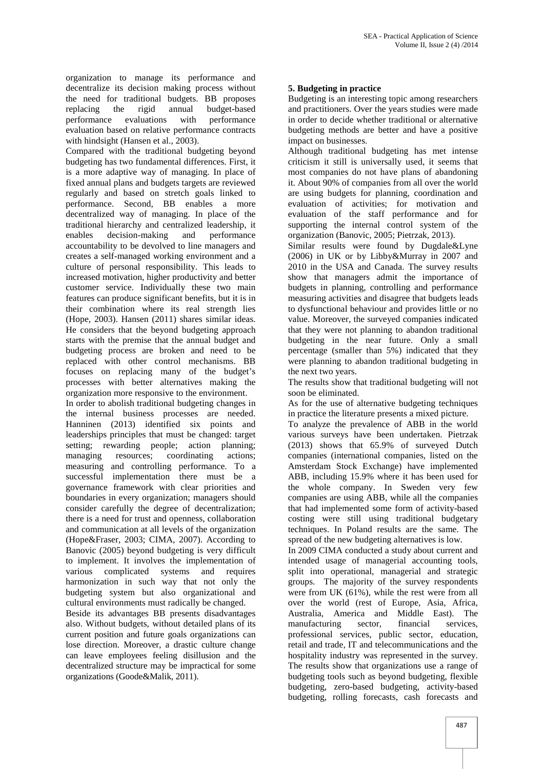organization to manage its performance and decentralize its decision making process without the need for traditional budgets. BB proposes replacing the rigid annual budget-based performance evaluations with performance evaluation based on relative performance contracts with hindsight (Hansen et al., 2003).

Compared with the traditional budgeting beyond budgeting has two fundamental differences. First, it is a more adaptive way of managing. In place of fixed annual plans and budgets targets are reviewed regularly and based on stretch goals linked to performance. Second, BB enables a more decentralized way of managing. In place of the traditional hierarchy and centralized leadership, it enables decision-making and performance accountability to be devolved to line managers and creates a self-managed working environment and a culture of personal responsibility. This leads to increased motivation, higher productivity and better customer service. Individually these two main features can produce significant benefits, but it is in their combination where its real strength lies (Hope, 2003). Hansen (2011) shares similar ideas. He considers that the beyond budgeting approach starts with the premise that the annual budget and budgeting process are broken and need to be replaced with other control mechanisms. BB focuses on replacing many of the budget's processes with better alternatives making the organization more responsive to the environment.

In order to abolish traditional budgeting changes in the internal business processes are needed. Hanninen (2013) identified six points and leaderships principles that must be changed: target setting; rewarding people; action planning; managing resources; coordinating actions; measuring and controlling performance. To a successful implementation there must be a governance framework with clear priorities and boundaries in every organization; managers should consider carefully the degree of decentralization; there is a need for trust and openness, collaboration and communication at all levels of the organization (Hope&Fraser, 2003; CIMA, 2007). According to Banovic (2005) beyond budgeting is very difficult to implement. It involves the implementation of various complicated systems and requires harmonization in such way that not only the budgeting system but also organizational and cultural environments must radically be changed.

Beside its advantages BB presents disadvantages also. Without budgets, without detailed plans of its current position and future goals organizations can lose direction. Moreover, a drastic culture change can leave employees feeling disillusion and the decentralized structure may be impractical for some organizations (Goode&Malik, 2011).

## 5. Budgeting in practice

Budgeting is an interesting topic among researchers and practitioners. Over the years studies were made in order to decide whether traditional or alternative budgeting methods are better and have a positive impact on businesses.

Although traditional budgeting has met intense criticism it still is universally used, it seems that most companies do not have plans of abandoning it. About 90% of companies from all over the world are using budgets for planning, coordination and evaluation of activities; for motivation and evaluation of the staff performance and for supporting the internal control system of the organization (Banovic, 2005; Pietrzak, 2013).

Similar results were found by Dugdale&Lyne (2006) in UK or by Libby&Murray in 2007 and 2010 in the USA and Canada. The survey results show that managers admit the importance of budgets in planning, controlling and performance measuring activities and disagree that budgets leads to dysfunctional behaviour and provides little or no value. Moreover, the surveyed companies indicated that they were not planning to abandon traditional budgeting in the near future. Only a small percentage (smaller than 5%) indicated that they were planning to abandon traditional budgeting in the next two years.

The results show that traditional budgeting will not soon be eliminated.

As for the use of alternative budgeting techniques in practice the literature presents a mixed picture.

To analyze the prevalence of ABB in the world various surveys have been undertaken. Pietrzak (2013) shows that 65.9% of surveyed Dutch companies (international companies, listed on the Amsterdam Stock Exchange) have implemented ABB, including 15.9% where it has been used for the whole company. In Sweden very few companies are using ABB, while all the companies that had implemented some form of activity-based costing were still using traditional budgetary techniques. In Poland results are the same. The spread of the new budgeting alternatives is low.

In 2009 CIMA conducted a study about current and intended usage of managerial accounting tools, split into operational, managerial and strategic groups. The majority of the survey respondents were from UK (61%), while the rest were from all over the world (rest of Europe, Asia, Africa, Australia, America and Middle East). The manufacturing sector, financial services, professional services, public sector, education, retail and trade, IT and telecommunications and the hospitality industry was represented in the survey. The results show that organizations use a range of budgeting tools such as beyond budgeting, flexible budgeting, zero-based budgeting, activity-based budgeting, rolling forecasts, cash forecasts and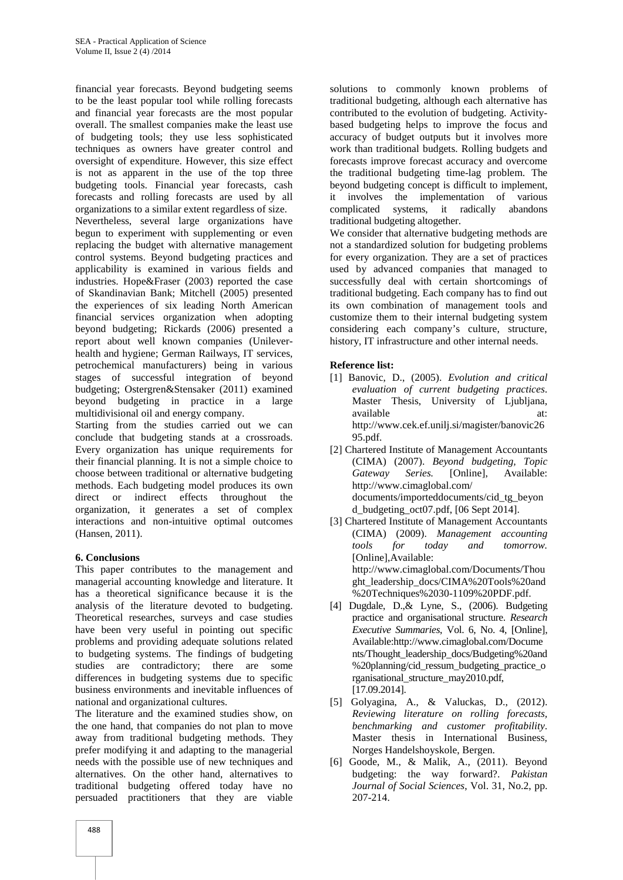financial year forecasts. Beyond budgeting seems to be the least popular tool while rolling forecasts and financial year forecasts are the most popular overall. The smallest companies make the least use of budgeting tools; they use less sophisticated techniques as owners have greater control and oversight of expenditure. However, this size effect is not as apparent in the use of the top three budgeting tools. Financial year forecasts, cash forecasts and rolling forecasts are used by all organizations to a similar extent regardless of size.

Nevertheless, several large organizations have begun to experiment with supplementing or even replacing the budget with alternative management control systems. Beyond budgeting practices and applicability is examined in various fields and industries. Hope&Fraser (2003) reported the case of Skandinavian Bank; Mitchell (2005) presented the experiences of six leading North American financial services organization when adopting beyond budgeting; Rickards (2006) presented a report about well known companies (Unilever-health and hygiene; German Railways, IT services, petrochemical manufacturers) being in various stages of successful integration of beyond budgeting; Ostergren&Stensaker (2011) examined beyond budgeting in practice in a large multidivisional oil and energy company.

Starting from the studies carried out we can conclude that budgeting stands at a crossroads. Every organization has unique requirements for their financial planning. It is not a simple choice to choose between traditional or alternative budgeting methods. Each budgeting model produces its own direct or indirect effects throughout the organization, it generates a set of complex interactions and non-intuitive optimal outcomes (Hansen, 2011).

## 6. Conclusions

This paper contributes to the management and managerial accounting knowledge and literature. It has a theoretical significance because it is the analysis of the literature devoted to budgeting. Theoretical researches, surveys and case studies have been very useful in pointing out specific problems and providing adequate solutions related to budgeting systems. The findings of budgeting studies are contradictory; there are some differences in budgeting systems due to specific business environments and inevitable influences of national and organizational cultures.

The literature and the examined studies show, on the one hand, that companies do not plan to move away from traditional budgeting methods. They prefer modifying it and adapting to the managerial needs with the possible use of new techniques and alternatives. On the other hand, alternatives to traditional budgeting offered today have no persuaded practitioners that they are viable solutions to commonly known problems of traditional budgeting, although each alternative has contributed to the evolution of budgeting. Activity-based budgeting helps to improve the focus and accuracy of budget outputs but it involves more work than traditional budgets. Rolling budgets and forecasts improve forecast accuracy and overcome the traditional budgeting time-lag problem. The beyond budgeting concept is difficult to implement, it involves the implementation of various complicated systems, it radically abandons traditional budgeting altogether.

We consider that alternative budgeting methods are not a standardized solution for budgeting problems for every organization. They are a set of practices used by advanced companies that managed to successfully deal with certain shortcomings of traditional budgeting. Each company has to find out its own combination of management tools and customize them to their internal budgeting system considering each company's culture, structure, history, IT infrastructure and other internal needs.

**Reference list:**

[1] Banovic, D., (2005). *Evolution and critical evaluation of current budgeting practices*. Master Thesis, University of Ljubljana, available at: http://www.cek.ef.unilj.si/magister/banovic2695.pdf.

[2] Chartered Institute of Management Accountants (CIMA) (2007). *Beyond budgeting, Topic Gateway Series.* [Online], Available: http://www.cimaglobal.com/documents/importeddocuments/cid_tg_beyond_budgeting_oct07.pdf, [06 Sept 2014].

[3] Chartered Institute of Management Accountants (CIMA) (2009). *Management accounting tools for today and tomorrow.* [Online],Available: http://www.cimaglobal.com/Documents/Thought_leadership_docs/CIMA%20Tools%20and%20Techniques%2030-1109%20PDF.pdf.

[4] Dugdale, D.,& Lyne, S., (2006). Budgeting practice and organisational structure. *Research Executive Summaries*, Vol. 6, No. 4, [Online], Available:http://www.cimaglobal.com/Documents/Thought_leadership_docs/Budgeting%20and%20planning/cid_ressum_budgeting_practice_organisational_structure_may2010.pdf, [17.09.2014].

[5] Golyagina, A., & Valuckas, D., (2012). *Reviewing literature on rolling forecasts, benchmarking and customer profitability*. Master thesis in International Business, Norges Handelshoyskole, Bergen.

[6] Goode, M., & Malik, A., (2011). Beyond budgeting: the way forward?. *Pakistan Journal of Social Sciences*, Vol. 31, No.2, pp. 207-214.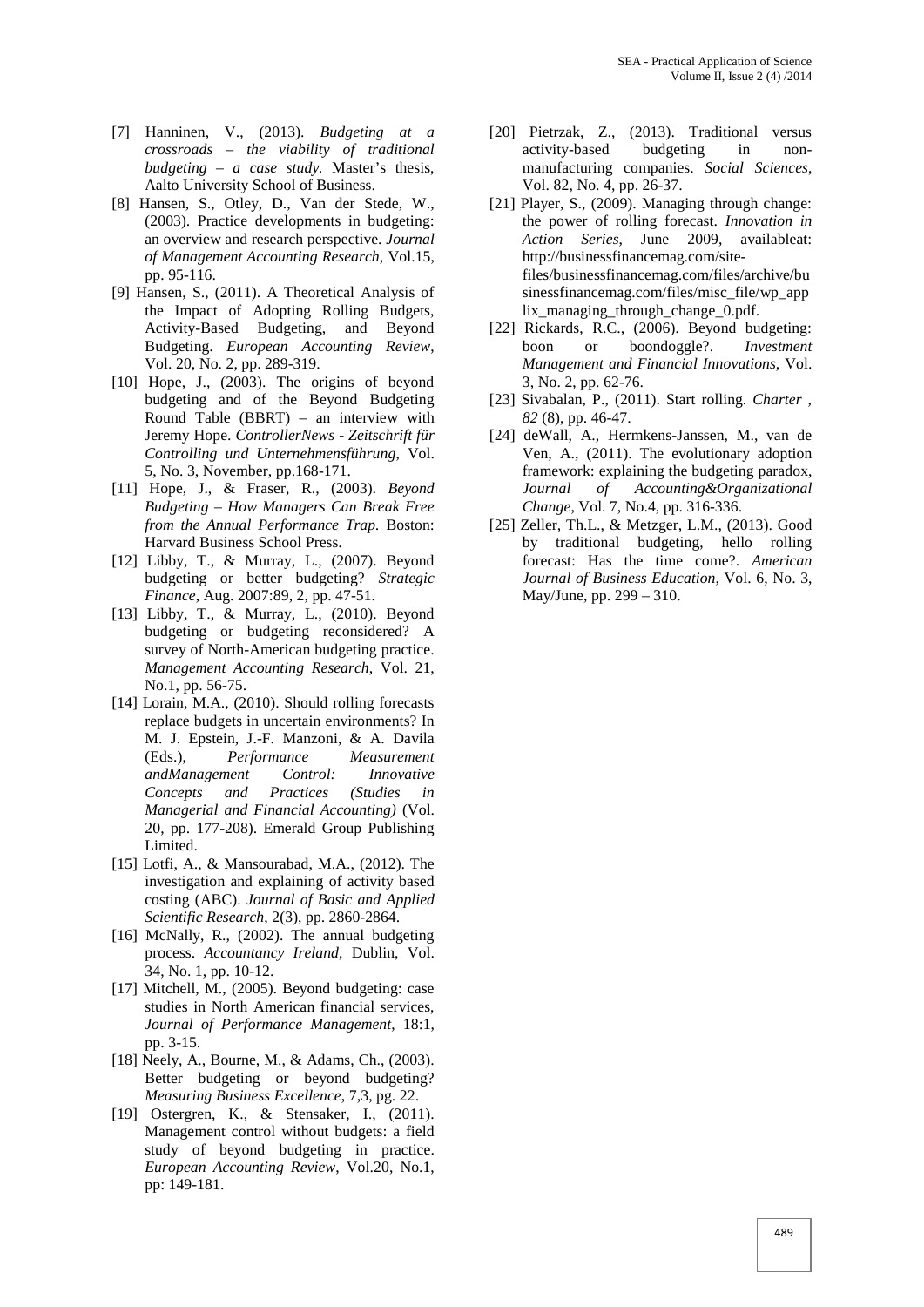[7] Hanninen, V., (2013). *Budgeting at a crossroads – the viability of traditional budgeting – a case study*. Master's thesis, Aalto University School of Business.

[8] Hansen, S., Otley, D., Van der Stede, W., (2003). Practice developments in budgeting: an overview and research perspective. *Journal of Management Accounting Research*, Vol.15, pp. 95-116.

[9] Hansen, S., (2011). A Theoretical Analysis of the Impact of Adopting Rolling Budgets, Activity-Based Budgeting, and Beyond Budgeting. *European Accounting Review*, Vol. 20, No. 2, pp. 289-319.

[10] Hope, J., (2003). The origins of beyond budgeting and of the Beyond Budgeting Round Table (BBRT) – an interview with Jeremy Hope. *ControllerNews - Zeitschrift für Controlling und Unternehmensführung*, Vol. 5, No. 3, November, pp.168-171.

[11] Hope, J., & Fraser, R., (2003). *Beyond Budgeting – How Managers Can Break Free from the Annual Performance Trap*. Boston: Harvard Business School Press.

[12] Libby, T., & Murray, L., (2007). Beyond budgeting or better budgeting? *Strategic Finance*, Aug. 2007:89, 2, pp. 47-51.

[13] Libby, T., & Murray, L., (2010). Beyond budgeting or budgeting reconsidered? A survey of North-American budgeting practice. *Management Accounting Research*, Vol. 21, No.1, pp. 56-75.

[14] Lorain, M.A., (2010). Should rolling forecasts replace budgets in uncertain environments? In M. J. Epstein, J.-F. Manzoni, & A. Davila (Eds.), *Performance Measurement andManagement Control: Innovative Concepts and Practices (Studies in Managerial and Financial Accounting)* (Vol. 20, pp. 177-208). Emerald Group Publishing Limited.

[15] Lotfi, A., & Mansourabad, M.A., (2012). The investigation and explaining of activity based costing (ABC). *Journal of Basic and Applied Scientific Research*, 2(3), pp. 2860-2864.

[16] McNally, R., (2002). The annual budgeting process. *Accountancy Ireland*, Dublin, Vol. 34, No. 1, pp. 10-12.

[17] Mitchell, M., (2005). Beyond budgeting: case studies in North American financial services, *Journal of Performance Management*, 18:1, pp. 3-15.

[18] Neely, A., Bourne, M., & Adams, Ch., (2003). Better budgeting or beyond budgeting? *Measuring Business Excellence*, 7,3, pg. 22.

[19] Ostergren, K., & Stensaker, I., (2011). Management control without budgets: a field study of beyond budgeting in practice. *European Accounting Review*, Vol.20, No.1, pp: 149-181.

[20] Pietrzak, Z., (2013). Traditional versus activity-based budgeting in non-manufacturing companies. *Social Sciences*, Vol. 82, No. 4, pp. 26-37.

[21] Player, S., (2009). Managing through change: the power of rolling forecast. *Innovation in Action Series*, June 2009, availableat: http://businessfinancemag.com/site-files/businessfinancemag.com/files/archive/businessfinancemag.com/files/misc_file/wp_applix_managing_through_change_0.pdf.

[22] Rickards, R.C., (2006). Beyond budgeting: boon or boondoggle?. *Investment Management and Financial Innovations*, Vol. 3, No. 2, pp. 62-76.

[23] Sivabalan, P., (2011). Start rolling. *Charter , 82* (8), pp. 46-47.

[24] deWall, A., Hermkens-Janssen, M., van de Ven, A., (2011). The evolutionary adoption framework: explaining the budgeting paradox, *Journal of Accounting&Organizational Change*, Vol. 7, No.4, pp. 316-336.

[25] Zeller, Th.L., & Metzger, L.M., (2013). Good by traditional budgeting, hello rolling forecast: Has the time come?. *American Journal of Business Education*, Vol. 6, No. 3, May/June, pp. 299 – 310.